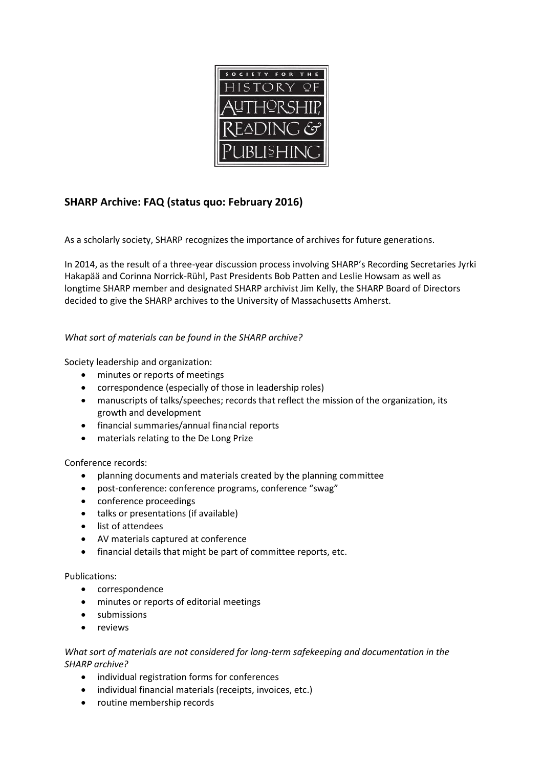## SHARP Archive: FAQ (status quo: February 2016)

As a scholarly society, SHARP recognizes the importance of archives for future generations.

In 2014, as the result of a three-year discussion process involving SHARP's Recording Secretaries Jyrki Hakapää and Corinna Norrick-Rühl, Past Presidents Bob Patten and Leslie Howsam as well as longtime SHARP member and designated SHARP archivist Jim Kelly, the SHARP Board of Directors decided to give the SHARP archives to the University of Massachusetts Amherst.

*What sort of materials can be found in the SHARP archive?*

Society leadership and organization:

- minutes or reports of meetings
- correspondence (especially of those in leadership roles)
- manuscripts of talks/speeches; records that reflect the mission of the organization, its growth and development
- financial summaries/annual financial reports
- materials relating to the De Long Prize

Conference records:

- planning documents and materials created by the planning committee
- post-conference: conference programs, conference "swag"
- conference proceedings
- talks or presentations (if available)
- list of attendees
- AV materials captured at conference
- financial details that might be part of committee reports, etc.

Publications:

- correspondence
- minutes or reports of editorial meetings
- submissions
- reviews

*What sort of materials are not considered for long-term safekeeping and documentation in the SHARP archive?*

- individual registration forms for conferences
- individual financial materials (receipts, invoices, etc.)
- routine membership records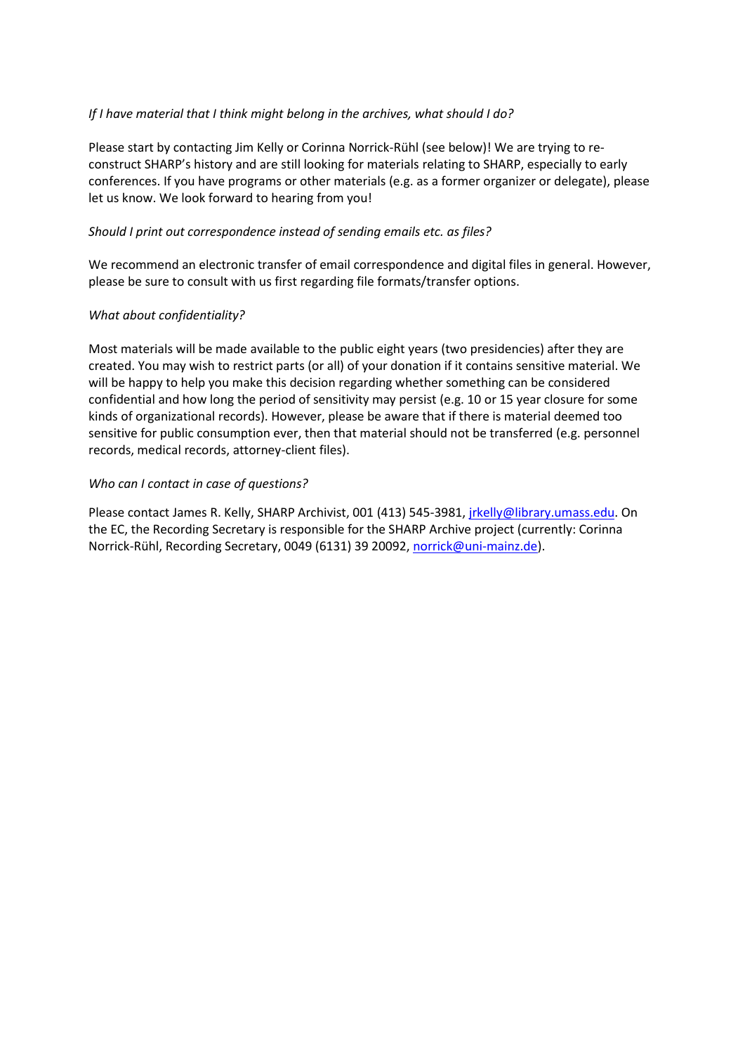*If I have material that I think might belong in the archives, what should I do?*

Please start by contacting Jim Kelly or Corinna Norrick-Rühl (see below)! We are trying to re-construct SHARP's history and are still looking for materials relating to SHARP, especially to early conferences. If you have programs or other materials (e.g. as a former organizer or delegate), please let us know. We look forward to hearing from you!

*Should I print out correspondence instead of sending emails etc. as files?*

We recommend an electronic transfer of email correspondence and digital files in general. However, please be sure to consult with us first regarding file formats/transfer options.

*What about confidentiality?*

Most materials will be made available to the public eight years (two presidencies) after they are created. You may wish to restrict parts (or all) of your donation if it contains sensitive material. We will be happy to help you make this decision regarding whether something can be considered confidential and how long the period of sensitivity may persist (e.g. 10 or 15 year closure for some kinds of organizational records). However, please be aware that if there is material deemed too sensitive for public consumption ever, then that material should not be transferred (e.g. personnel records, medical records, attorney-client files).

*Who can I contact in case of questions?*

Please contact James R. Kelly, SHARP Archivist, 001 (413) 545-3981, jrkelly@library.umass.edu. On the EC, the Recording Secretary is responsible for the SHARP Archive project (currently: Corinna Norrick-Rühl, Recording Secretary, 0049 (6131) 39 20092, norrick@uni-mainz.de).